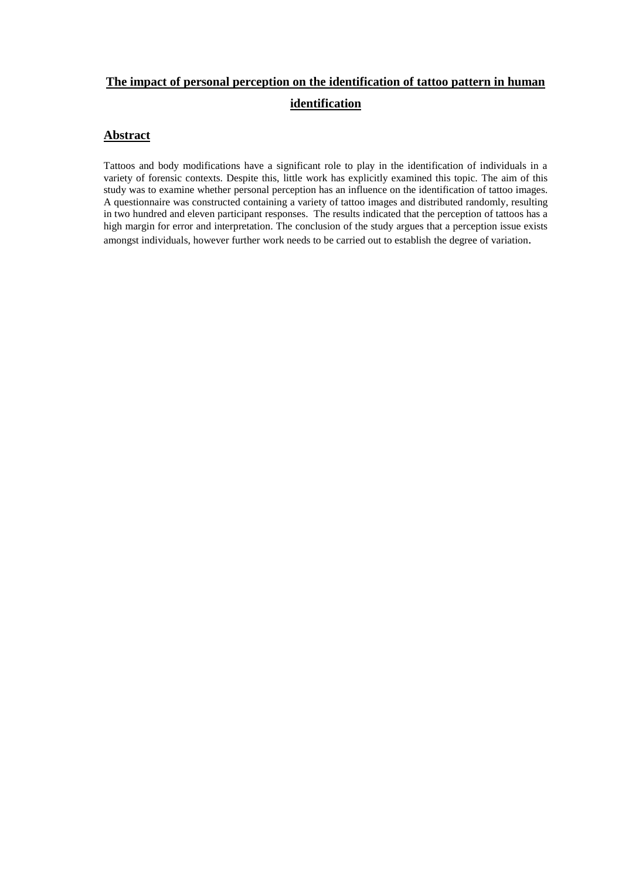# The impact of personal perception on the identification of tattoo pattern in human identification

## Abstract

Tattoos and body modifications have a significant role to play in the identification of individuals in a variety of forensic contexts. Despite this, little work has explicitly examined this topic. The aim of this study was to examine whether personal perception has an influence on the identification of tattoo images. A questionnaire was constructed containing a variety of tattoo images and distributed randomly, resulting in two hundred and eleven participant responses. The results indicated that the perception of tattoos has a high margin for error and interpretation. The conclusion of the study argues that a perception issue exists amongst individuals, however further work needs to be carried out to establish the degree of variation.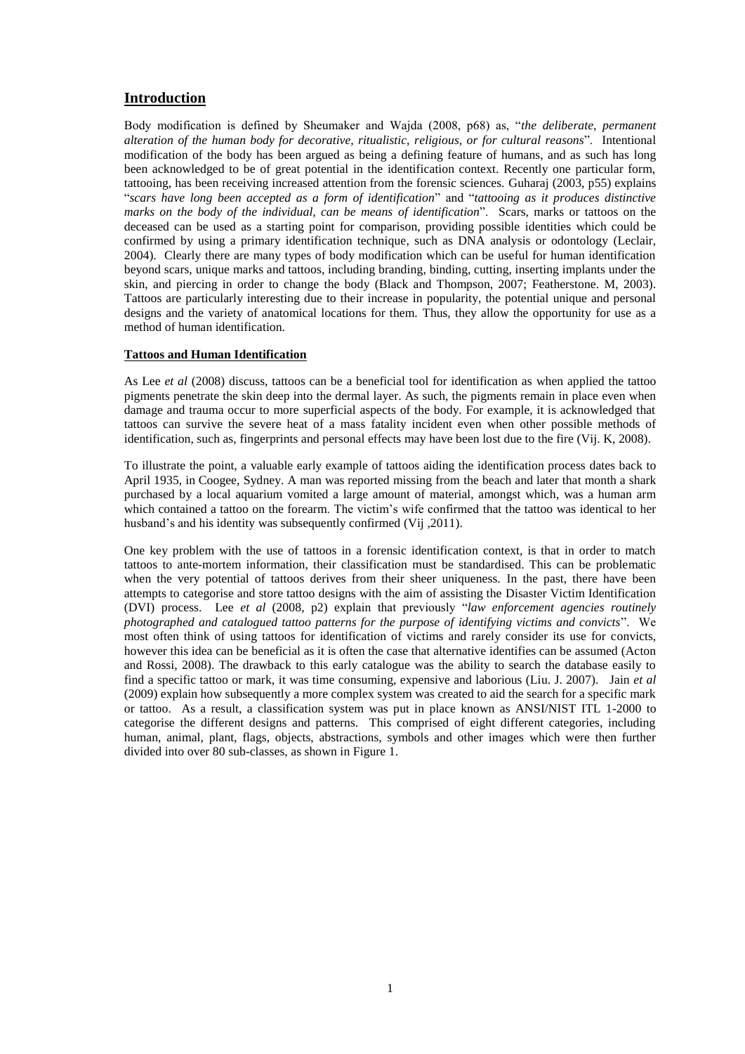# Introduction

Body modification is defined by Sheumaker and Wajda (2008, p68) as, "*the deliberate, permanent alteration of the human body for decorative, ritualistic, religious, or for cultural reasons*". Intentional modification of the body has been argued as being a defining feature of humans, and as such has long been acknowledged to be of great potential in the identification context. Recently one particular form, tattooing, has been receiving increased attention from the forensic sciences. Guharaj (2003, p55) explains "*scars have long been accepted as a form of identification*" and "*tattooing as it produces distinctive marks on the body of the individual, can be means of identification*". Scars, marks or tattoos on the deceased can be used as a starting point for comparison, providing possible identities which could be confirmed by using a primary identification technique, such as DNA analysis or odontology (Leclair, 2004). Clearly there are many types of body modification which can be useful for human identification beyond scars, unique marks and tattoos, including branding, binding, cutting, inserting implants under the skin, and piercing in order to change the body (Black and Thompson, 2007; Featherstone. M, 2003). Tattoos are particularly interesting due to their increase in popularity, the potential unique and personal designs and the variety of anatomical locations for them. Thus, they allow the opportunity for use as a method of human identification.

## Tattoos and Human Identification

As Lee *et al* (2008) discuss, tattoos can be a beneficial tool for identification as when applied the tattoo pigments penetrate the skin deep into the dermal layer. As such, the pigments remain in place even when damage and trauma occur to more superficial aspects of the body. For example, it is acknowledged that tattoos can survive the severe heat of a mass fatality incident even when other possible methods of identification, such as, fingerprints and personal effects may have been lost due to the fire (Vij. K, 2008).

To illustrate the point, a valuable early example of tattoos aiding the identification process dates back to April 1935, in Coogee, Sydney. A man was reported missing from the beach and later that month a shark purchased by a local aquarium vomited a large amount of material, amongst which, was a human arm which contained a tattoo on the forearm. The victim's wife confirmed that the tattoo was identical to her husband's and his identity was subsequently confirmed (Vij ,2011).

One key problem with the use of tattoos in a forensic identification context, is that in order to match tattoos to ante-mortem information, their classification must be standardised. This can be problematic when the very potential of tattoos derives from their sheer uniqueness. In the past, there have been attempts to categorise and store tattoo designs with the aim of assisting the Disaster Victim Identification (DVI) process. Lee *et al* (2008, p2) explain that previously "*law enforcement agencies routinely photographed and catalogued tattoo patterns for the purpose of identifying victims and convicts*". We most often think of using tattoos for identification of victims and rarely consider its use for convicts, however this idea can be beneficial as it is often the case that alternative identifies can be assumed (Acton and Rossi, 2008). The drawback to this early catalogue was the ability to search the database easily to find a specific tattoo or mark, it was time consuming, expensive and laborious (Liu. J. 2007). Jain *et al* (2009) explain how subsequently a more complex system was created to aid the search for a specific mark or tattoo. As a result, a classification system was put in place known as ANSI/NIST ITL 1-2000 to categorise the different designs and patterns. This comprised of eight different categories, including human, animal, plant, flags, objects, abstractions, symbols and other images which were then further divided into over 80 sub-classes, as shown in Figure 1.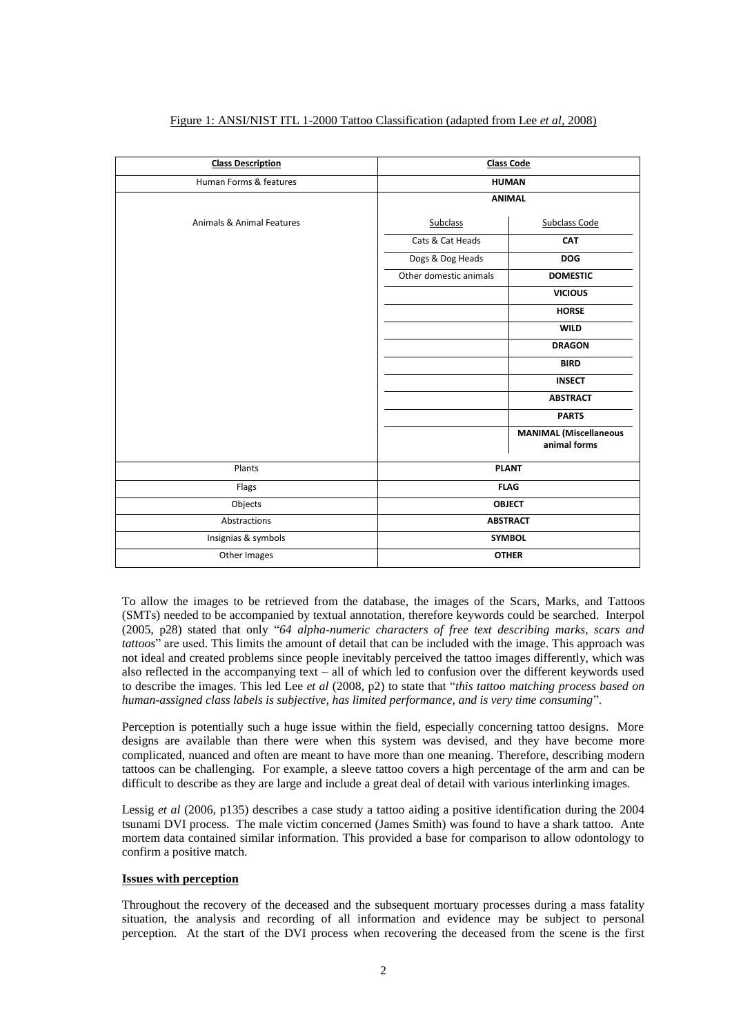Figure 1: ANSI/NIST ITL 1-2000 Tattoo Classification (adapted from Lee *et al*, 2008)

| **Class Description** | **Class Code** | |
|---|---|---|
| Human Forms & features | **HUMAN** | |
| Animals & Animal Features | **ANIMAL** | |
| | Subclass | Subclass Code |
| | Cats & Cat Heads | **CAT** |
| | Dogs & Dog Heads | **DOG** |
| | Other domestic animals | **DOMESTIC** |
| | | **VICIOUS** |
| | | **HORSE** |
| | | **WILD** |
| | | **DRAGON** |
| | | **BIRD** |
| | | **INSECT** |
| | | **ABSTRACT** |
| | | **PARTS** |
| | | **MANIMAL (Miscellaneous animal forms** |
| Plants | **PLANT** | |
| Flags | **FLAG** | |
| Objects | **OBJECT** | |
| Abstractions | **ABSTRACT** | |
| Insignias & symbols | **SYMBOL** | |
| Other Images | **OTHER** | |

To allow the images to be retrieved from the database, the images of the Scars, Marks, and Tattoos (SMTs) needed to be accompanied by textual annotation, therefore keywords could be searched. Interpol (2005, p28) stated that only "*64 alpha-numeric characters of free text describing marks, scars and tattoos*" are used. This limits the amount of detail that can be included with the image. This approach was not ideal and created problems since people inevitably perceived the tattoo images differently, which was also reflected in the accompanying text – all of which led to confusion over the different keywords used to describe the images. This led Lee *et al* (2008, p2) to state that "*this tattoo matching process based on human-assigned class labels is subjective, has limited performance, and is very time consuming*".

Perception is potentially such a huge issue within the field, especially concerning tattoo designs. More designs are available than there were when this system was devised, and they have become more complicated, nuanced and often are meant to have more than one meaning. Therefore, describing modern tattoos can be challenging. For example, a sleeve tattoo covers a high percentage of the arm and can be difficult to describe as they are large and include a great deal of detail with various interlinking images.

Lessig *et al* (2006, p135) describes a case study a tattoo aiding a positive identification during the 2004 tsunami DVI process. The male victim concerned (James Smith) was found to have a shark tattoo. Ante mortem data contained similar information. This provided a base for comparison to allow odontology to confirm a positive match.

**Issues with perception**

Throughout the recovery of the deceased and the subsequent mortuary processes during a mass fatality situation, the analysis and recording of all information and evidence may be subject to personal perception. At the start of the DVI process when recovering the deceased from the scene is the first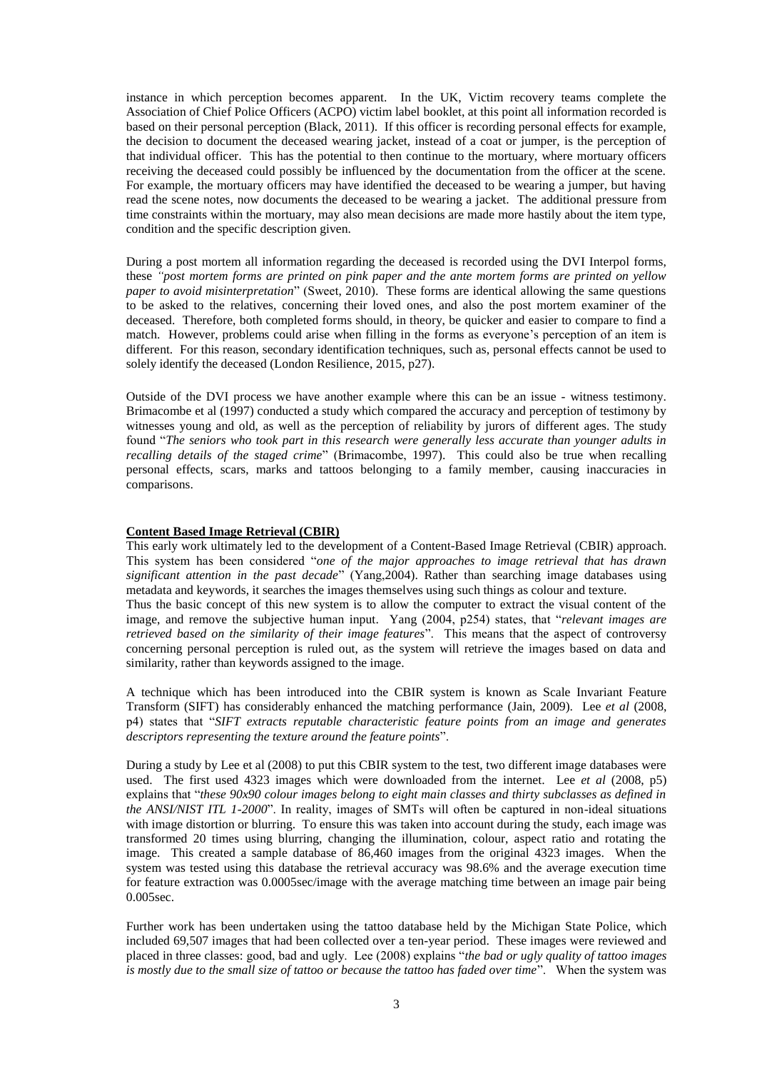instance in which perception becomes apparent. In the UK, Victim recovery teams complete the Association of Chief Police Officers (ACPO) victim label booklet, at this point all information recorded is based on their personal perception (Black, 2011). If this officer is recording personal effects for example, the decision to document the deceased wearing jacket, instead of a coat or jumper, is the perception of that individual officer. This has the potential to then continue to the mortuary, where mortuary officers receiving the deceased could possibly be influenced by the documentation from the officer at the scene. For example, the mortuary officers may have identified the deceased to be wearing a jumper, but having read the scene notes, now documents the deceased to be wearing a jacket. The additional pressure from time constraints within the mortuary, may also mean decisions are made more hastily about the item type, condition and the specific description given.

During a post mortem all information regarding the deceased is recorded using the DVI Interpol forms, these *"post mortem forms are printed on pink paper and the ante mortem forms are printed on yellow paper to avoid misinterpretation*" (Sweet, 2010). These forms are identical allowing the same questions to be asked to the relatives, concerning their loved ones, and also the post mortem examiner of the deceased. Therefore, both completed forms should, in theory, be quicker and easier to compare to find a match. However, problems could arise when filling in the forms as everyone's perception of an item is different. For this reason, secondary identification techniques, such as, personal effects cannot be used to solely identify the deceased (London Resilience, 2015, p27).

Outside of the DVI process we have another example where this can be an issue - witness testimony. Brimacombe et al (1997) conducted a study which compared the accuracy and perception of testimony by witnesses young and old, as well as the perception of reliability by jurors of different ages. The study found "*The seniors who took part in this research were generally less accurate than younger adults in recalling details of the staged crime*" (Brimacombe, 1997). This could also be true when recalling personal effects, scars, marks and tattoos belonging to a family member, causing inaccuracies in comparisons.

## Content Based Image Retrieval (CBIR)

This early work ultimately led to the development of a Content-Based Image Retrieval (CBIR) approach. This system has been considered "*one of the major approaches to image retrieval that has drawn significant attention in the past decade*" (Yang,2004). Rather than searching image databases using metadata and keywords, it searches the images themselves using such things as colour and texture.

Thus the basic concept of this new system is to allow the computer to extract the visual content of the image, and remove the subjective human input. Yang (2004, p254) states, that "*relevant images are retrieved based on the similarity of their image features*". This means that the aspect of controversy concerning personal perception is ruled out, as the system will retrieve the images based on data and similarity, rather than keywords assigned to the image.

A technique which has been introduced into the CBIR system is known as Scale Invariant Feature Transform (SIFT) has considerably enhanced the matching performance (Jain, 2009). Lee *et al* (2008, p4) states that "*SIFT extracts reputable characteristic feature points from an image and generates descriptors representing the texture around the feature points*".

During a study by Lee et al (2008) to put this CBIR system to the test, two different image databases were used. The first used 4323 images which were downloaded from the internet. Lee *et al* (2008, p5) explains that "*these 90x90 colour images belong to eight main classes and thirty subclasses as defined in the ANSI/NIST ITL 1-2000*". In reality, images of SMTs will often be captured in non-ideal situations with image distortion or blurring. To ensure this was taken into account during the study, each image was transformed 20 times using blurring, changing the illumination, colour, aspect ratio and rotating the image. This created a sample database of 86,460 images from the original 4323 images. When the system was tested using this database the retrieval accuracy was 98.6% and the average execution time for feature extraction was 0.0005sec/image with the average matching time between an image pair being 0.005sec.

Further work has been undertaken using the tattoo database held by the Michigan State Police, which included 69,507 images that had been collected over a ten-year period. These images were reviewed and placed in three classes: good, bad and ugly. Lee (2008) explains "*the bad or ugly quality of tattoo images is mostly due to the small size of tattoo or because the tattoo has faded over time*". When the system was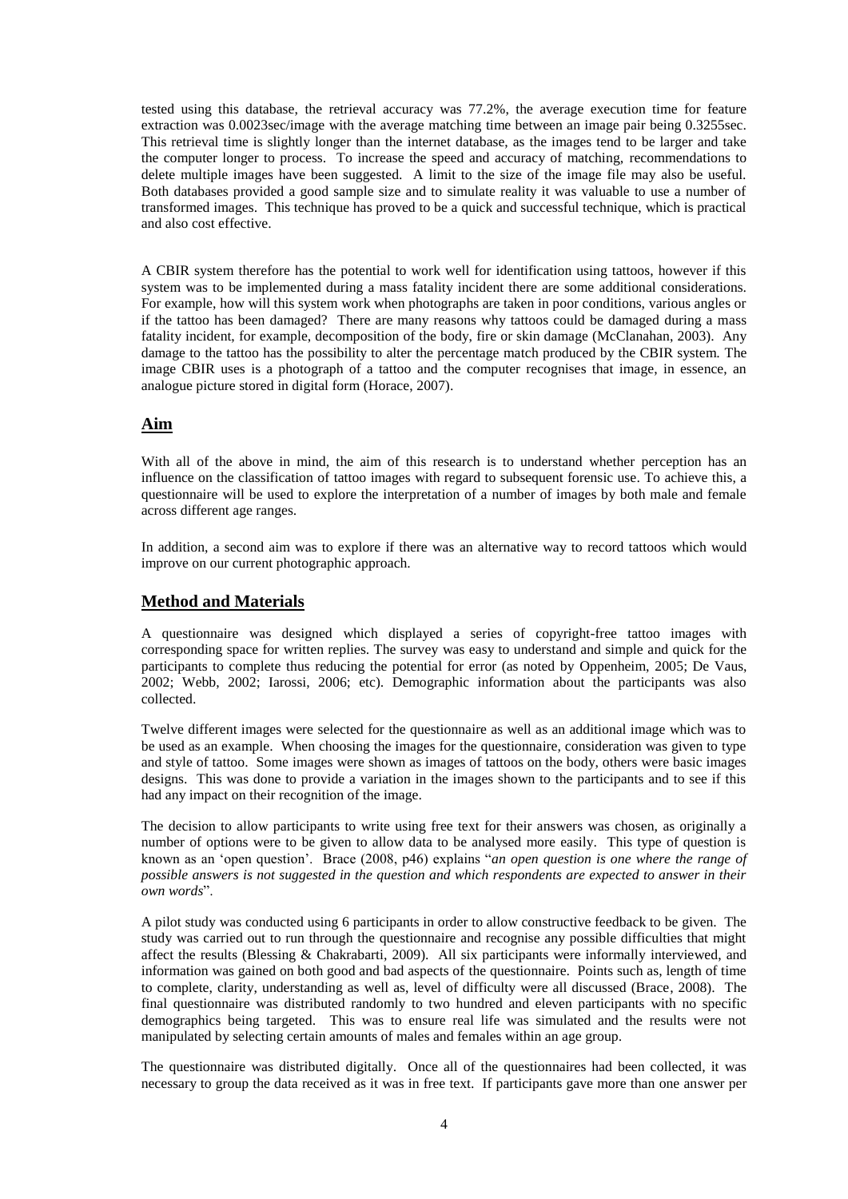tested using this database, the retrieval accuracy was 77.2%, the average execution time for feature extraction was 0.0023sec/image with the average matching time between an image pair being 0.3255sec. This retrieval time is slightly longer than the internet database, as the images tend to be larger and take the computer longer to process. To increase the speed and accuracy of matching, recommendations to delete multiple images have been suggested. A limit to the size of the image file may also be useful. Both databases provided a good sample size and to simulate reality it was valuable to use a number of transformed images. This technique has proved to be a quick and successful technique, which is practical and also cost effective.

A CBIR system therefore has the potential to work well for identification using tattoos, however if this system was to be implemented during a mass fatality incident there are some additional considerations. For example, how will this system work when photographs are taken in poor conditions, various angles or if the tattoo has been damaged? There are many reasons why tattoos could be damaged during a mass fatality incident, for example, decomposition of the body, fire or skin damage (McClanahan, 2003). Any damage to the tattoo has the possibility to alter the percentage match produced by the CBIR system. The image CBIR uses is a photograph of a tattoo and the computer recognises that image, in essence, an analogue picture stored in digital form (Horace, 2007).

## Aim

With all of the above in mind, the aim of this research is to understand whether perception has an influence on the classification of tattoo images with regard to subsequent forensic use. To achieve this, a questionnaire will be used to explore the interpretation of a number of images by both male and female across different age ranges.

In addition, a second aim was to explore if there was an alternative way to record tattoos which would improve on our current photographic approach.

## Method and Materials

A questionnaire was designed which displayed a series of copyright-free tattoo images with corresponding space for written replies. The survey was easy to understand and simple and quick for the participants to complete thus reducing the potential for error (as noted by Oppenheim, 2005; De Vaus, 2002; Webb, 2002; Iarossi, 2006; etc). Demographic information about the participants was also collected.

Twelve different images were selected for the questionnaire as well as an additional image which was to be used as an example. When choosing the images for the questionnaire, consideration was given to type and style of tattoo. Some images were shown as images of tattoos on the body, others were basic images designs. This was done to provide a variation in the images shown to the participants and to see if this had any impact on their recognition of the image.

The decision to allow participants to write using free text for their answers was chosen, as originally a number of options were to be given to allow data to be analysed more easily. This type of question is known as an 'open question'. Brace (2008, p46) explains "*an open question is one where the range of possible answers is not suggested in the question and which respondents are expected to answer in their own words*".

A pilot study was conducted using 6 participants in order to allow constructive feedback to be given. The study was carried out to run through the questionnaire and recognise any possible difficulties that might affect the results (Blessing & Chakrabarti, 2009). All six participants were informally interviewed, and information was gained on both good and bad aspects of the questionnaire. Points such as, length of time to complete, clarity, understanding as well as, level of difficulty were all discussed (Brace, 2008). The final questionnaire was distributed randomly to two hundred and eleven participants with no specific demographics being targeted. This was to ensure real life was simulated and the results were not manipulated by selecting certain amounts of males and females within an age group.

The questionnaire was distributed digitally. Once all of the questionnaires had been collected, it was necessary to group the data received as it was in free text. If participants gave more than one answer per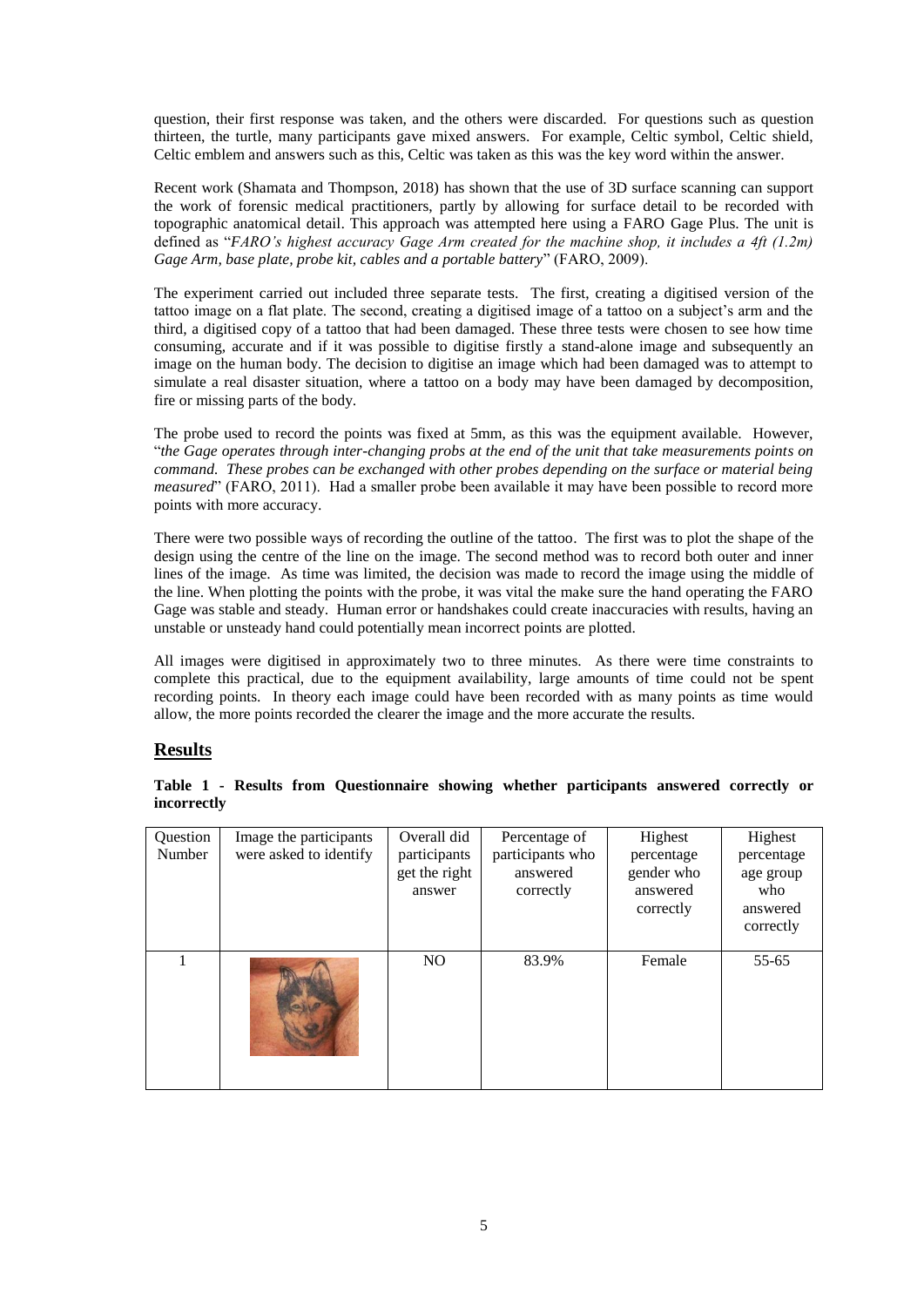question, their first response was taken, and the others were discarded. For questions such as question thirteen, the turtle, many participants gave mixed answers. For example, Celtic symbol, Celtic shield, Celtic emblem and answers such as this, Celtic was taken as this was the key word within the answer.

Recent work (Shamata and Thompson, 2018) has shown that the use of 3D surface scanning can support the work of forensic medical practitioners, partly by allowing for surface detail to be recorded with topographic anatomical detail. This approach was attempted here using a FARO Gage Plus. The unit is defined as "*FARO's highest accuracy Gage Arm created for the machine shop, it includes a 4ft (1.2m) Gage Arm, base plate, probe kit, cables and a portable battery*" (FARO, 2009).

The experiment carried out included three separate tests. The first, creating a digitised version of the tattoo image on a flat plate. The second, creating a digitised image of a tattoo on a subject's arm and the third, a digitised copy of a tattoo that had been damaged. These three tests were chosen to see how time consuming, accurate and if it was possible to digitise firstly a stand-alone image and subsequently an image on the human body. The decision to digitise an image which had been damaged was to attempt to simulate a real disaster situation, where a tattoo on a body may have been damaged by decomposition, fire or missing parts of the body.

The probe used to record the points was fixed at 5mm, as this was the equipment available. However, "*the Gage operates through inter-changing probs at the end of the unit that take measurements points on command. These probes can be exchanged with other probes depending on the surface or material being measured*" (FARO, 2011). Had a smaller probe been available it may have been possible to record more points with more accuracy.

There were two possible ways of recording the outline of the tattoo. The first was to plot the shape of the design using the centre of the line on the image. The second method was to record both outer and inner lines of the image. As time was limited, the decision was made to record the image using the middle of the line. When plotting the points with the probe, it was vital the make sure the hand operating the FARO Gage was stable and steady. Human error or handshakes could create inaccuracies with results, having an unstable or unsteady hand could potentially mean incorrect points are plotted.

All images were digitised in approximately two to three minutes. As there were time constraints to complete this practical, due to the equipment availability, large amounts of time could not be spent recording points. In theory each image could have been recorded with as many points as time would allow, the more points recorded the clearer the image and the more accurate the results.

## Results

**Table 1 - Results from Questionnaire showing whether participants answered correctly or incorrectly**

| Question Number | Image the participants were asked to identify | Overall did participants get the right answer | Percentage of participants who answered correctly | Highest percentage gender who answered correctly | Highest percentage age group who answered correctly |
|---|---|---|---|---|---|
| 1 | | NO | 83.9% | Female | 55-65 |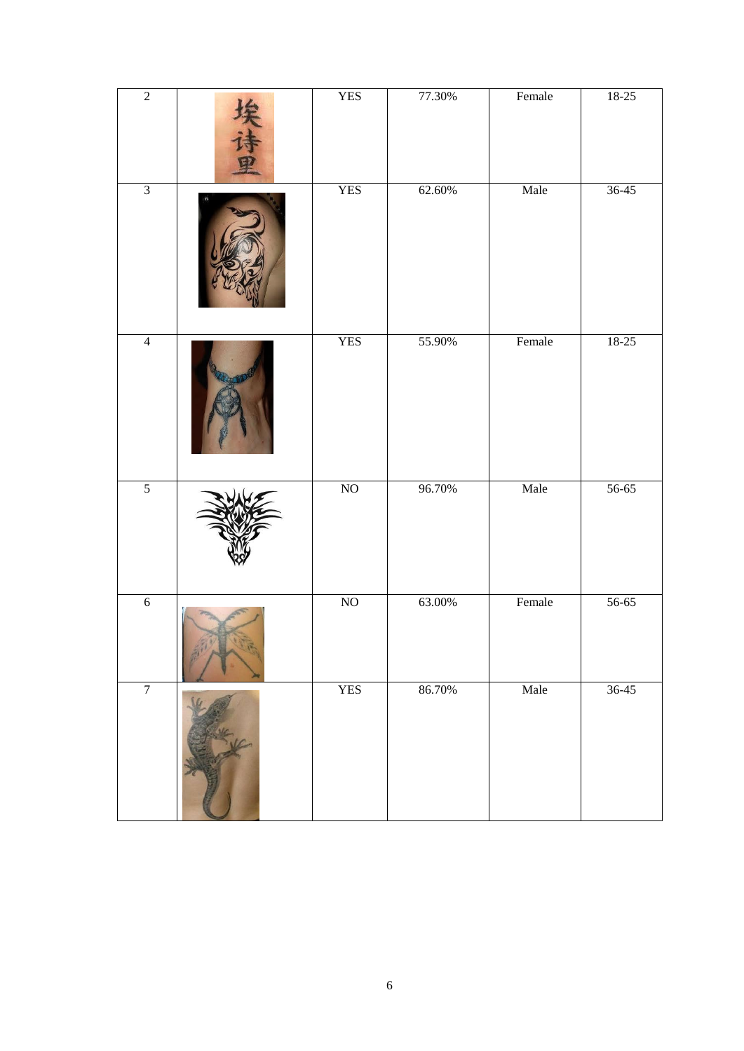| 2 | 埃<br>诗<br>里 | YES | 77.30% | Female | 18-25 |
|---|---|---|---|---|---|
| 3 |  | YES | 62.60% | Male | 36-45 |
| 4 |  | YES | 55.90% | Female | 18-25 |
| 5 |  | NO | 96.70% | Male | 56-65 |
| 6 |  | NO | 63.00% | Female | 56-65 |
| 7 |  | YES | 86.70% | Male | 36-45 |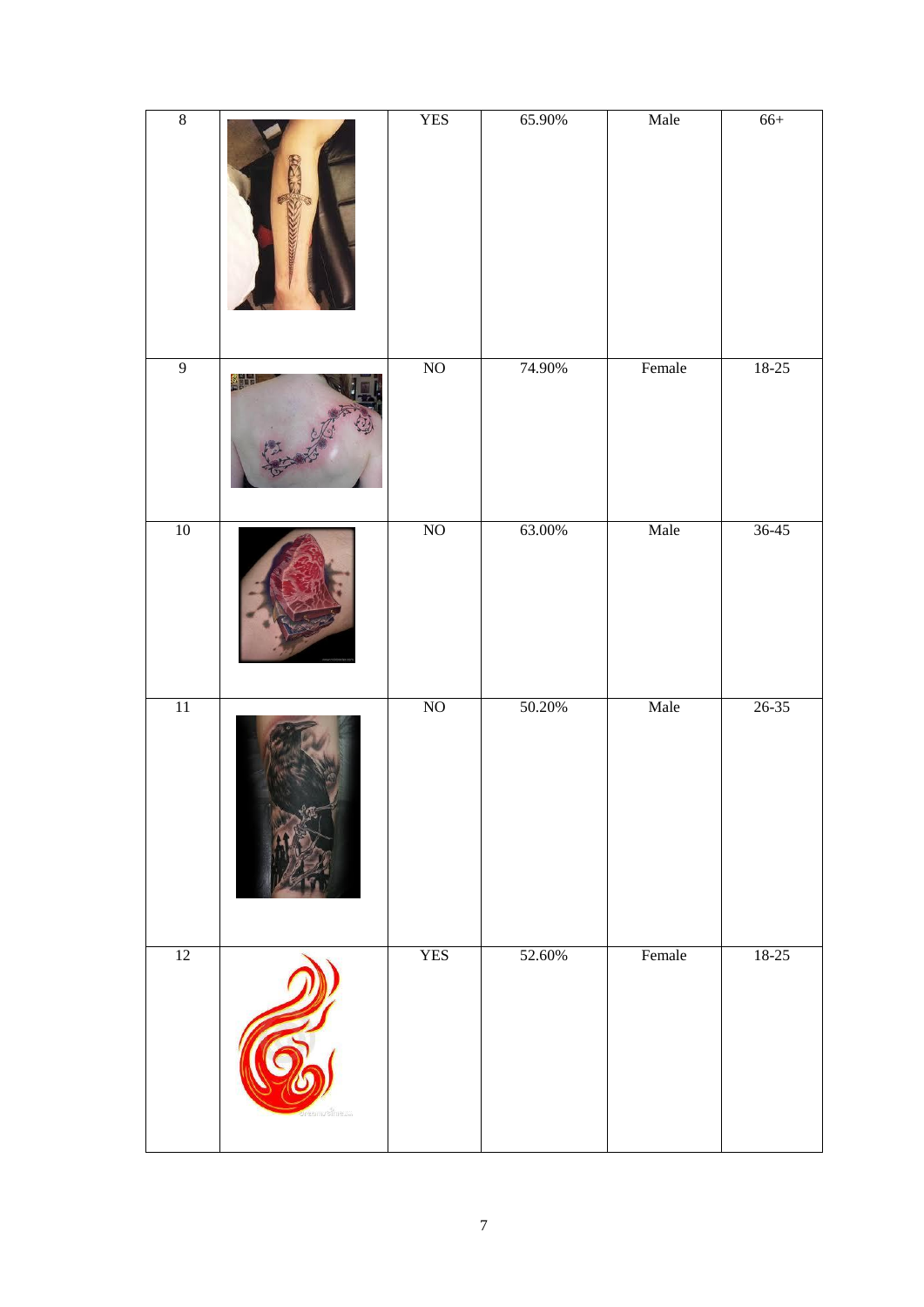| 8 |  | YES | 65.90% | Male | 66+ |
|---|---|---|---|---|---|
| 9 |  | NO | 74.90% | Female | 18-25 |
| 10 |  | NO | 63.00% | Male | 36-45 |
| 11 |  | NO | 50.20% | Male | 26-35 |
| 12 |  | YES | 52.60% | Female | 18-25 |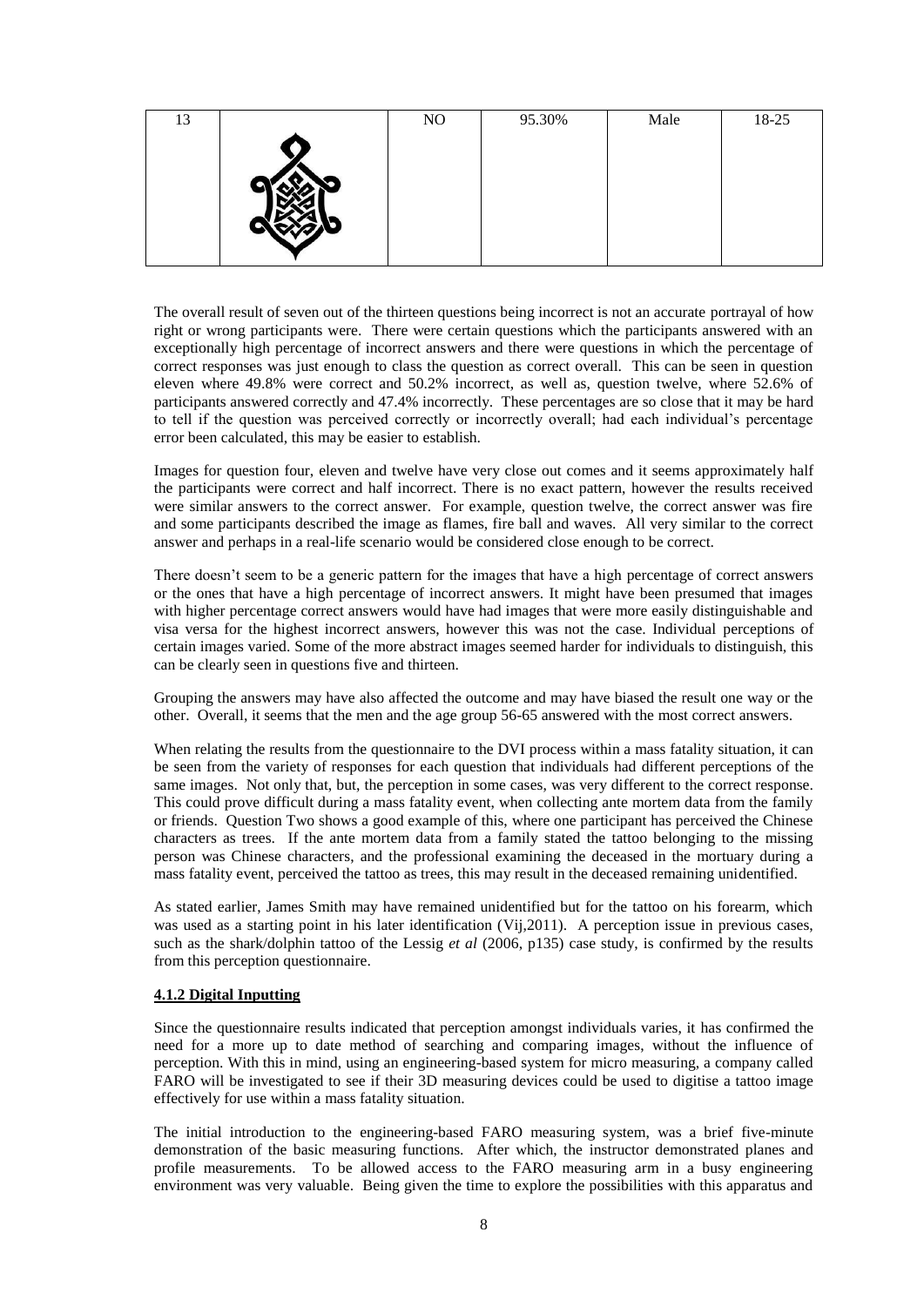| 13 | | NO | 95.30% | Male | 18-25 |
|---|---|---|---|---|---|

The overall result of seven out of the thirteen questions being incorrect is not an accurate portrayal of how right or wrong participants were. There were certain questions which the participants answered with an exceptionally high percentage of incorrect answers and there were questions in which the percentage of correct responses was just enough to class the question as correct overall. This can be seen in question eleven where 49.8% were correct and 50.2% incorrect, as well as, question twelve, where 52.6% of participants answered correctly and 47.4% incorrectly. These percentages are so close that it may be hard to tell if the question was perceived correctly or incorrectly overall; had each individual's percentage error been calculated, this may be easier to establish.

Images for question four, eleven and twelve have very close out comes and it seems approximately half the participants were correct and half incorrect. There is no exact pattern, however the results received were similar answers to the correct answer. For example, question twelve, the correct answer was fire and some participants described the image as flames, fire ball and waves. All very similar to the correct answer and perhaps in a real-life scenario would be considered close enough to be correct.

There doesn't seem to be a generic pattern for the images that have a high percentage of correct answers or the ones that have a high percentage of incorrect answers. It might have been presumed that images with higher percentage correct answers would have had images that were more easily distinguishable and visa versa for the highest incorrect answers, however this was not the case. Individual perceptions of certain images varied. Some of the more abstract images seemed harder for individuals to distinguish, this can be clearly seen in questions five and thirteen.

Grouping the answers may have also affected the outcome and may have biased the result one way or the other. Overall, it seems that the men and the age group 56-65 answered with the most correct answers.

When relating the results from the questionnaire to the DVI process within a mass fatality situation, it can be seen from the variety of responses for each question that individuals had different perceptions of the same images. Not only that, but, the perception in some cases, was very different to the correct response. This could prove difficult during a mass fatality event, when collecting ante mortem data from the family or friends. Question Two shows a good example of this, where one participant has perceived the Chinese characters as trees. If the ante mortem data from a family stated the tattoo belonging to the missing person was Chinese characters, and the professional examining the deceased in the mortuary during a mass fatality event, perceived the tattoo as trees, this may result in the deceased remaining unidentified.

As stated earlier, James Smith may have remained unidentified but for the tattoo on his forearm, which was used as a starting point in his later identification (Vij,2011). A perception issue in previous cases, such as the shark/dolphin tattoo of the Lessig *et al* (2006, p135) case study, is confirmed by the results from this perception questionnaire.

**4.1.2 Digital Inputting**

Since the questionnaire results indicated that perception amongst individuals varies, it has confirmed the need for a more up to date method of searching and comparing images, without the influence of perception. With this in mind, using an engineering-based system for micro measuring, a company called FARO will be investigated to see if their 3D measuring devices could be used to digitise a tattoo image effectively for use within a mass fatality situation.

The initial introduction to the engineering-based FARO measuring system, was a brief five-minute demonstration of the basic measuring functions. After which, the instructor demonstrated planes and profile measurements. To be allowed access to the FARO measuring arm in a busy engineering environment was very valuable. Being given the time to explore the possibilities with this apparatus and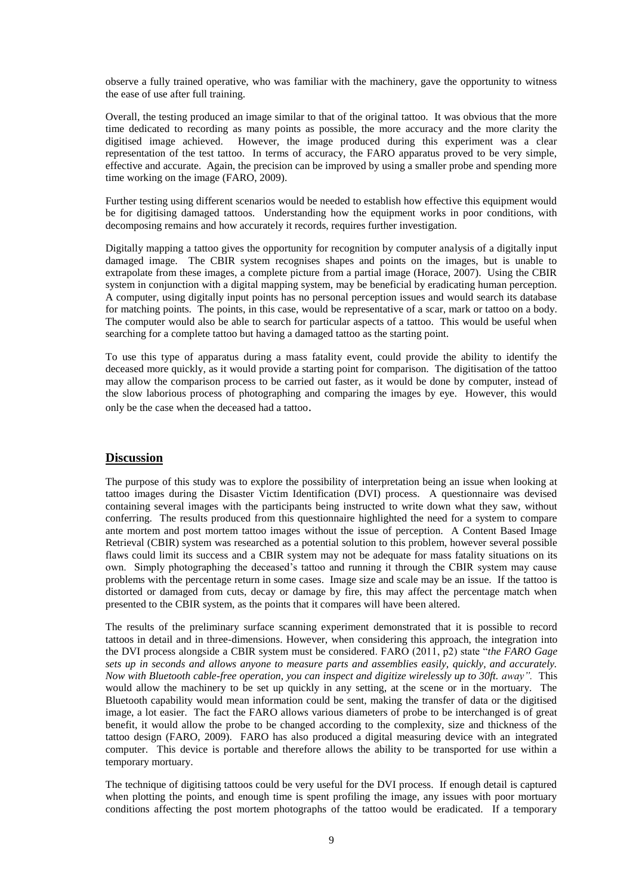observe a fully trained operative, who was familiar with the machinery, gave the opportunity to witness the ease of use after full training.

Overall, the testing produced an image similar to that of the original tattoo. It was obvious that the more time dedicated to recording as many points as possible, the more accuracy and the more clarity the digitised image achieved. However, the image produced during this experiment was a clear representation of the test tattoo. In terms of accuracy, the FARO apparatus proved to be very simple, effective and accurate. Again, the precision can be improved by using a smaller probe and spending more time working on the image (FARO, 2009).

Further testing using different scenarios would be needed to establish how effective this equipment would be for digitising damaged tattoos. Understanding how the equipment works in poor conditions, with decomposing remains and how accurately it records, requires further investigation.

Digitally mapping a tattoo gives the opportunity for recognition by computer analysis of a digitally input damaged image. The CBIR system recognises shapes and points on the images, but is unable to extrapolate from these images, a complete picture from a partial image (Horace, 2007). Using the CBIR system in conjunction with a digital mapping system, may be beneficial by eradicating human perception. A computer, using digitally input points has no personal perception issues and would search its database for matching points. The points, in this case, would be representative of a scar, mark or tattoo on a body. The computer would also be able to search for particular aspects of a tattoo. This would be useful when searching for a complete tattoo but having a damaged tattoo as the starting point.

To use this type of apparatus during a mass fatality event, could provide the ability to identify the deceased more quickly, as it would provide a starting point for comparison. The digitisation of the tattoo may allow the comparison process to be carried out faster, as it would be done by computer, instead of the slow laborious process of photographing and comparing the images by eye. However, this would only be the case when the deceased had a tattoo.

## Discussion

The purpose of this study was to explore the possibility of interpretation being an issue when looking at tattoo images during the Disaster Victim Identification (DVI) process. A questionnaire was devised containing several images with the participants being instructed to write down what they saw, without conferring. The results produced from this questionnaire highlighted the need for a system to compare ante mortem and post mortem tattoo images without the issue of perception. A Content Based Image Retrieval (CBIR) system was researched as a potential solution to this problem, however several possible flaws could limit its success and a CBIR system may not be adequate for mass fatality situations on its own. Simply photographing the deceased's tattoo and running it through the CBIR system may cause problems with the percentage return in some cases. Image size and scale may be an issue. If the tattoo is distorted or damaged from cuts, decay or damage by fire, this may affect the percentage match when presented to the CBIR system, as the points that it compares will have been altered.

The results of the preliminary surface scanning experiment demonstrated that it is possible to record tattoos in detail and in three-dimensions. However, when considering this approach, the integration into the DVI process alongside a CBIR system must be considered. FARO (2011, p2) state "*the FARO Gage sets up in seconds and allows anyone to measure parts and assemblies easily, quickly, and accurately. Now with Bluetooth cable-free operation, you can inspect and digitize wirelessly up to 30ft. away".* This would allow the machinery to be set up quickly in any setting, at the scene or in the mortuary. The Bluetooth capability would mean information could be sent, making the transfer of data or the digitised image, a lot easier. The fact the FARO allows various diameters of probe to be interchanged is of great benefit, it would allow the probe to be changed according to the complexity, size and thickness of the tattoo design (FARO, 2009). FARO has also produced a digital measuring device with an integrated computer. This device is portable and therefore allows the ability to be transported for use within a temporary mortuary.

The technique of digitising tattoos could be very useful for the DVI process. If enough detail is captured when plotting the points, and enough time is spent profiling the image, any issues with poor mortuary conditions affecting the post mortem photographs of the tattoo would be eradicated. If a temporary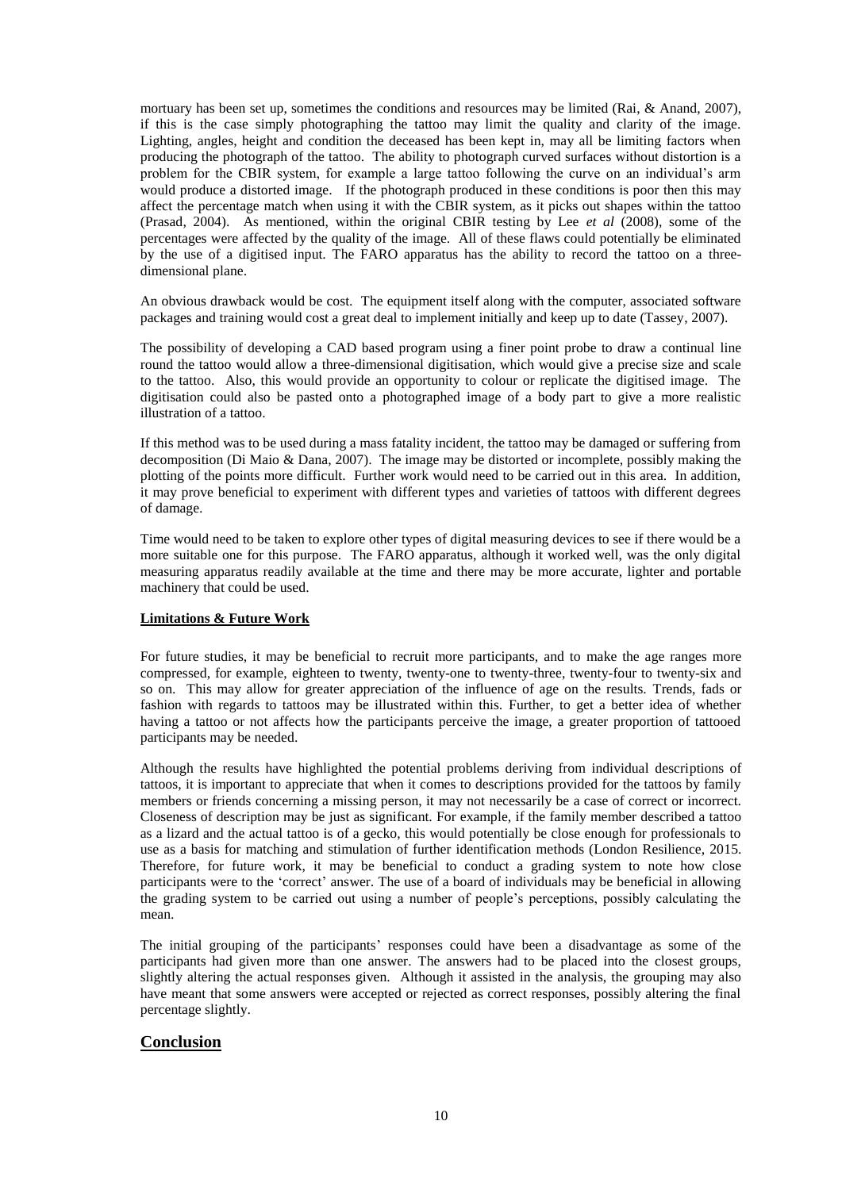mortuary has been set up, sometimes the conditions and resources may be limited (Rai, & Anand, 2007), if this is the case simply photographing the tattoo may limit the quality and clarity of the image. Lighting, angles, height and condition the deceased has been kept in, may all be limiting factors when producing the photograph of the tattoo. The ability to photograph curved surfaces without distortion is a problem for the CBIR system, for example a large tattoo following the curve on an individual's arm would produce a distorted image. If the photograph produced in these conditions is poor then this may affect the percentage match when using it with the CBIR system, as it picks out shapes within the tattoo (Prasad, 2004). As mentioned, within the original CBIR testing by Lee *et al* (2008), some of the percentages were affected by the quality of the image. All of these flaws could potentially be eliminated by the use of a digitised input. The FARO apparatus has the ability to record the tattoo on a three-dimensional plane.

An obvious drawback would be cost. The equipment itself along with the computer, associated software packages and training would cost a great deal to implement initially and keep up to date (Tassey, 2007).

The possibility of developing a CAD based program using a finer point probe to draw a continual line round the tattoo would allow a three-dimensional digitisation, which would give a precise size and scale to the tattoo. Also, this would provide an opportunity to colour or replicate the digitised image. The digitisation could also be pasted onto a photographed image of a body part to give a more realistic illustration of a tattoo.

If this method was to be used during a mass fatality incident, the tattoo may be damaged or suffering from decomposition (Di Maio & Dana, 2007). The image may be distorted or incomplete, possibly making the plotting of the points more difficult. Further work would need to be carried out in this area. In addition, it may prove beneficial to experiment with different types and varieties of tattoos with different degrees of damage.

Time would need to be taken to explore other types of digital measuring devices to see if there would be a more suitable one for this purpose. The FARO apparatus, although it worked well, was the only digital measuring apparatus readily available at the time and there may be more accurate, lighter and portable machinery that could be used.

### Limitations & Future Work

For future studies, it may be beneficial to recruit more participants, and to make the age ranges more compressed, for example, eighteen to twenty, twenty-one to twenty-three, twenty-four to twenty-six and so on. This may allow for greater appreciation of the influence of age on the results. Trends, fads or fashion with regards to tattoos may be illustrated within this. Further, to get a better idea of whether having a tattoo or not affects how the participants perceive the image, a greater proportion of tattooed participants may be needed.

Although the results have highlighted the potential problems deriving from individual descriptions of tattoos, it is important to appreciate that when it comes to descriptions provided for the tattoos by family members or friends concerning a missing person, it may not necessarily be a case of correct or incorrect. Closeness of description may be just as significant. For example, if the family member described a tattoo as a lizard and the actual tattoo is of a gecko, this would potentially be close enough for professionals to use as a basis for matching and stimulation of further identification methods (London Resilience, 2015. Therefore, for future work, it may be beneficial to conduct a grading system to note how close participants were to the 'correct' answer. The use of a board of individuals may be beneficial in allowing the grading system to be carried out using a number of people's perceptions, possibly calculating the mean.

The initial grouping of the participants' responses could have been a disadvantage as some of the participants had given more than one answer. The answers had to be placed into the closest groups, slightly altering the actual responses given. Although it assisted in the analysis, the grouping may also have meant that some answers were accepted or rejected as correct responses, possibly altering the final percentage slightly.

## Conclusion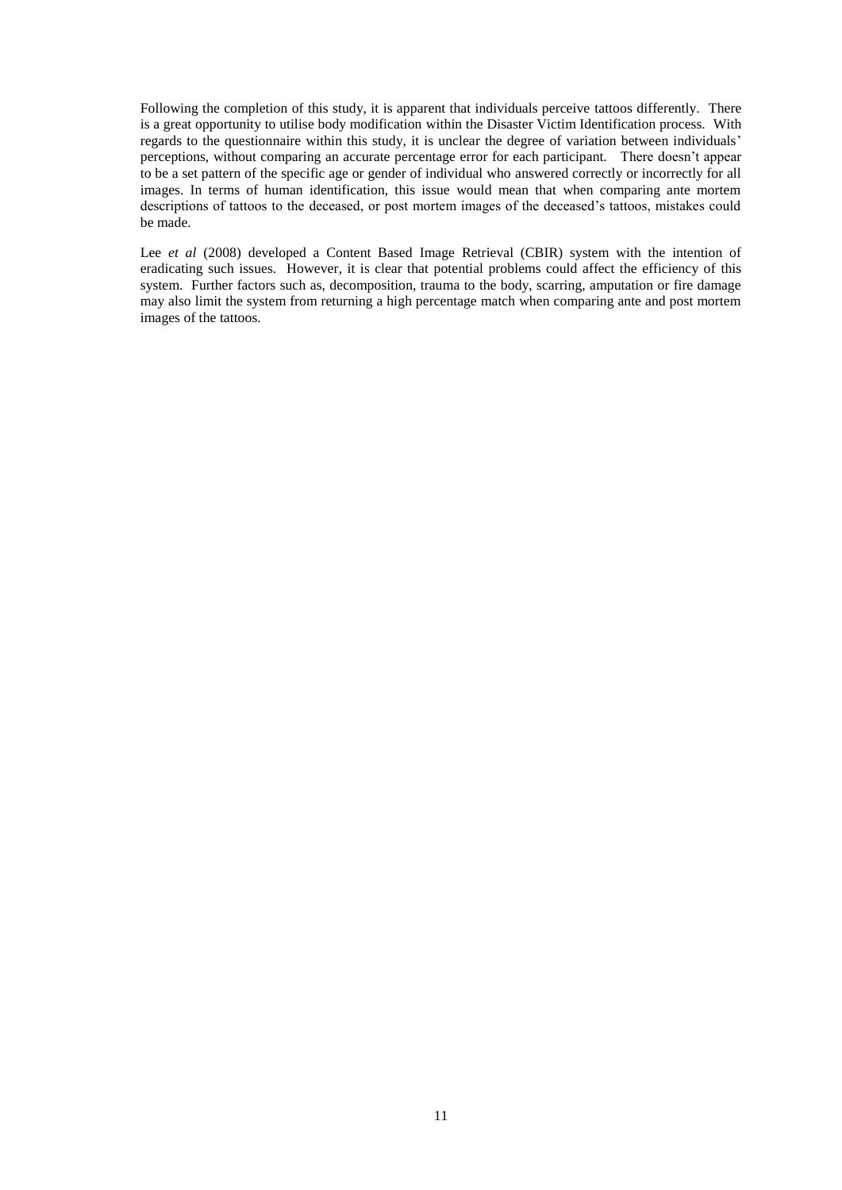Following the completion of this study, it is apparent that individuals perceive tattoos differently. There is a great opportunity to utilise body modification within the Disaster Victim Identification process. With regards to the questionnaire within this study, it is unclear the degree of variation between individuals' perceptions, without comparing an accurate percentage error for each participant. There doesn't appear to be a set pattern of the specific age or gender of individual who answered correctly or incorrectly for all images. In terms of human identification, this issue would mean that when comparing ante mortem descriptions of tattoos to the deceased, or post mortem images of the deceased's tattoos, mistakes could be made.

Lee *et al* (2008) developed a Content Based Image Retrieval (CBIR) system with the intention of eradicating such issues. However, it is clear that potential problems could affect the efficiency of this system. Further factors such as, decomposition, trauma to the body, scarring, amputation or fire damage may also limit the system from returning a high percentage match when comparing ante and post mortem images of the tattoos.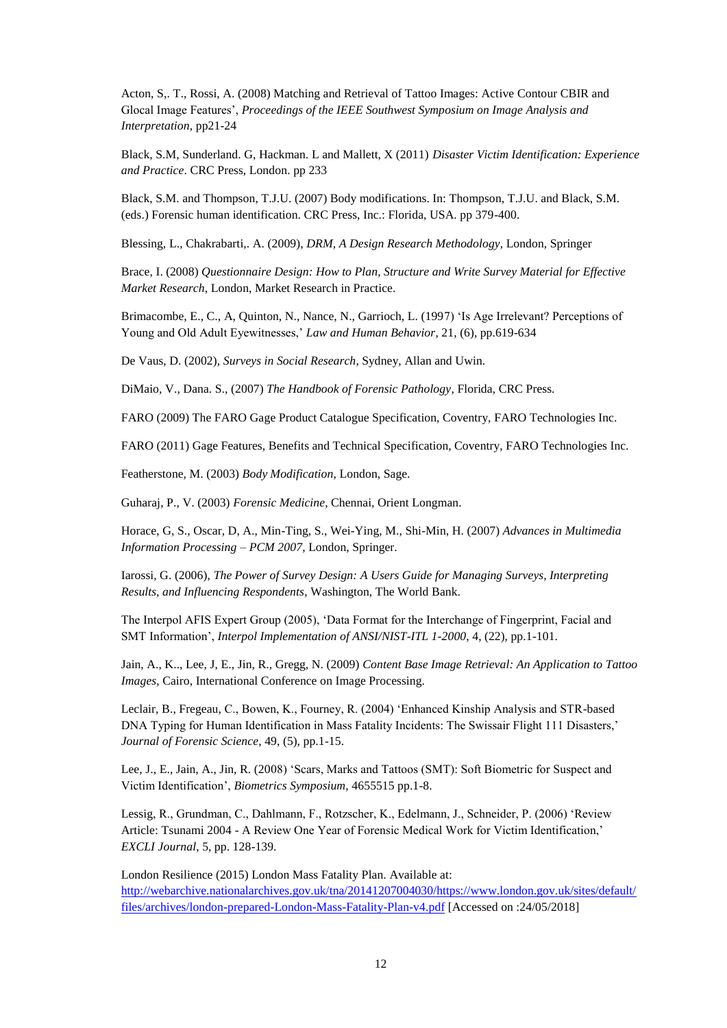Acton, S,. T., Rossi, A. (2008) Matching and Retrieval of Tattoo Images: Active Contour CBIR and Glocal Image Features', *Proceedings of the IEEE Southwest Symposium on Image Analysis and Interpretation*, pp21-24

Black, S.M, Sunderland. G, Hackman. L and Mallett, X (2011) *Disaster Victim Identification: Experience and Practice*. CRC Press, London. pp 233

Black, S.M. and Thompson, T.J.U. (2007) Body modifications. In: Thompson, T.J.U. and Black, S.M. (eds.) Forensic human identification. CRC Press, Inc.: Florida, USA. pp 379-400.

Blessing, L., Chakrabarti,. A. (2009), *DRM, A Design Research Methodology*, London, Springer

Brace, I. (2008) *Questionnaire Design: How to Plan, Structure and Write Survey Material for Effective Market Research*, London, Market Research in Practice.

Brimacombe, E., C., A, Quinton, N., Nance, N., Garrioch, L. (1997) 'Is Age Irrelevant? Perceptions of Young and Old Adult Eyewitnesses,' *Law and Human Behavior*, 21, (6), pp.619-634

De Vaus, D. (2002), *Surveys in Social Research*, Sydney, Allan and Uwin.

DiMaio, V., Dana. S., (2007) *The Handbook of Forensic Pathology*, Florida, CRC Press.

FARO (2009) The FARO Gage Product Catalogue Specification, Coventry, FARO Technologies Inc.

FARO (2011) Gage Features, Benefits and Technical Specification, Coventry, FARO Technologies Inc.

Featherstone, M. (2003) *Body Modification*, London, Sage.

Guharaj, P., V. (2003) *Forensic Medicine*, Chennai, Orient Longman.

Horace, G, S., Oscar, D, A., Min-Ting, S., Wei-Ying, M., Shi-Min, H. (2007) *Advances in Multimedia Information Processing – PCM 2007*, London, Springer.

Iarossi, G. (2006), *The Power of Survey Design: A Users Guide for Managing Surveys, Interpreting Results, and Influencing Respondents*, Washington, The World Bank.

The Interpol AFIS Expert Group (2005), 'Data Format for the Interchange of Fingerprint, Facial and SMT Information', *Interpol Implementation of ANSI/NIST-ITL 1-2000*, 4, (22), pp.1-101.

Jain, A., K.., Lee, J, E., Jin, R., Gregg, N. (2009) *Content Base Image Retrieval: An Application to Tattoo Images*, Cairo, International Conference on Image Processing.

Leclair, B., Fregeau, C., Bowen, K., Fourney, R. (2004) 'Enhanced Kinship Analysis and STR-based DNA Typing for Human Identification in Mass Fatality Incidents: The Swissair Flight 111 Disasters,' *Journal of Forensic Science*, 49, (5), pp.1-15.

Lee, J., E., Jain, A., Jin, R. (2008) 'Scars, Marks and Tattoos (SMT): Soft Biometric for Suspect and Victim Identification', *Biometrics Symposium*, 4655515 pp.1-8.

Lessig, R., Grundman, C., Dahlmann, F., Rotzscher, K., Edelmann, J., Schneider, P. (2006) 'Review Article: Tsunami 2004 - A Review One Year of Forensic Medical Work for Victim Identification,' *EXCLI Journal*, 5, pp. 128-139.

London Resilience (2015) London Mass Fatality Plan. Available at: http://webarchive.nationalarchives.gov.uk/tna/20141207004030/https://www.london.gov.uk/sites/default/files/archives/london-prepared-London-Mass-Fatality-Plan-v4.pdf [Accessed on :24/05/2018]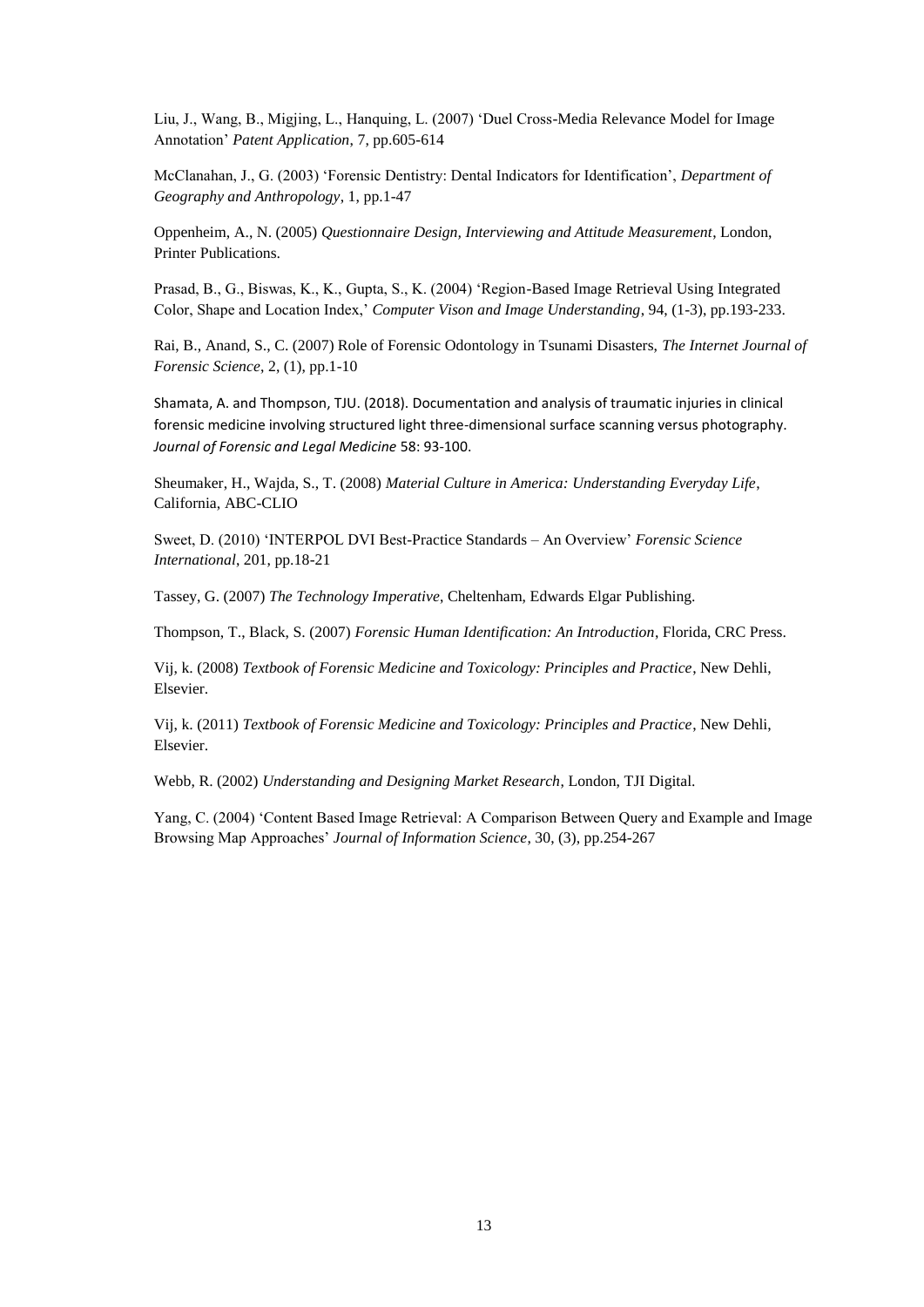Liu, J., Wang, B., Migjing, L., Hanquing, L. (2007) 'Duel Cross-Media Relevance Model for Image Annotation' *Patent Application*, 7, pp.605-614

McClanahan, J., G. (2003) 'Forensic Dentistry: Dental Indicators for Identification', *Department of Geography and Anthropology*, 1, pp.1-47

Oppenheim, A., N. (2005) *Questionnaire Design, Interviewing and Attitude Measurement*, London, Printer Publications.

Prasad, B., G., Biswas, K., K., Gupta, S., K. (2004) 'Region-Based Image Retrieval Using Integrated Color, Shape and Location Index,' *Computer Vison and Image Understanding*, 94, (1-3), pp.193-233.

Rai, B., Anand, S., C. (2007) Role of Forensic Odontology in Tsunami Disasters, *The Internet Journal of Forensic Science*, 2, (1), pp.1-10

Shamata, A. and Thompson, TJU. (2018). Documentation and analysis of traumatic injuries in clinical forensic medicine involving structured light three-dimensional surface scanning versus photography. *Journal of Forensic and Legal Medicine* 58: 93-100.

Sheumaker, H., Wajda, S., T. (2008) *Material Culture in America: Understanding Everyday Life*, California, ABC-CLIO

Sweet, D. (2010) 'INTERPOL DVI Best-Practice Standards – An Overview' *Forensic Science International*, 201, pp.18-21

Tassey, G. (2007) *The Technology Imperative*, Cheltenham, Edwards Elgar Publishing.

Thompson, T., Black, S. (2007) *Forensic Human Identification: An Introduction*, Florida, CRC Press.

Vij, k. (2008) *Textbook of Forensic Medicine and Toxicology: Principles and Practice*, New Dehli, Elsevier.

Vij, k. (2011) *Textbook of Forensic Medicine and Toxicology: Principles and Practice*, New Dehli, Elsevier.

Webb, R. (2002) *Understanding and Designing Market Research*, London, TJI Digital.

Yang, C. (2004) 'Content Based Image Retrieval: A Comparison Between Query and Example and Image Browsing Map Approaches' *Journal of Information Science*, 30, (3), pp.254-267